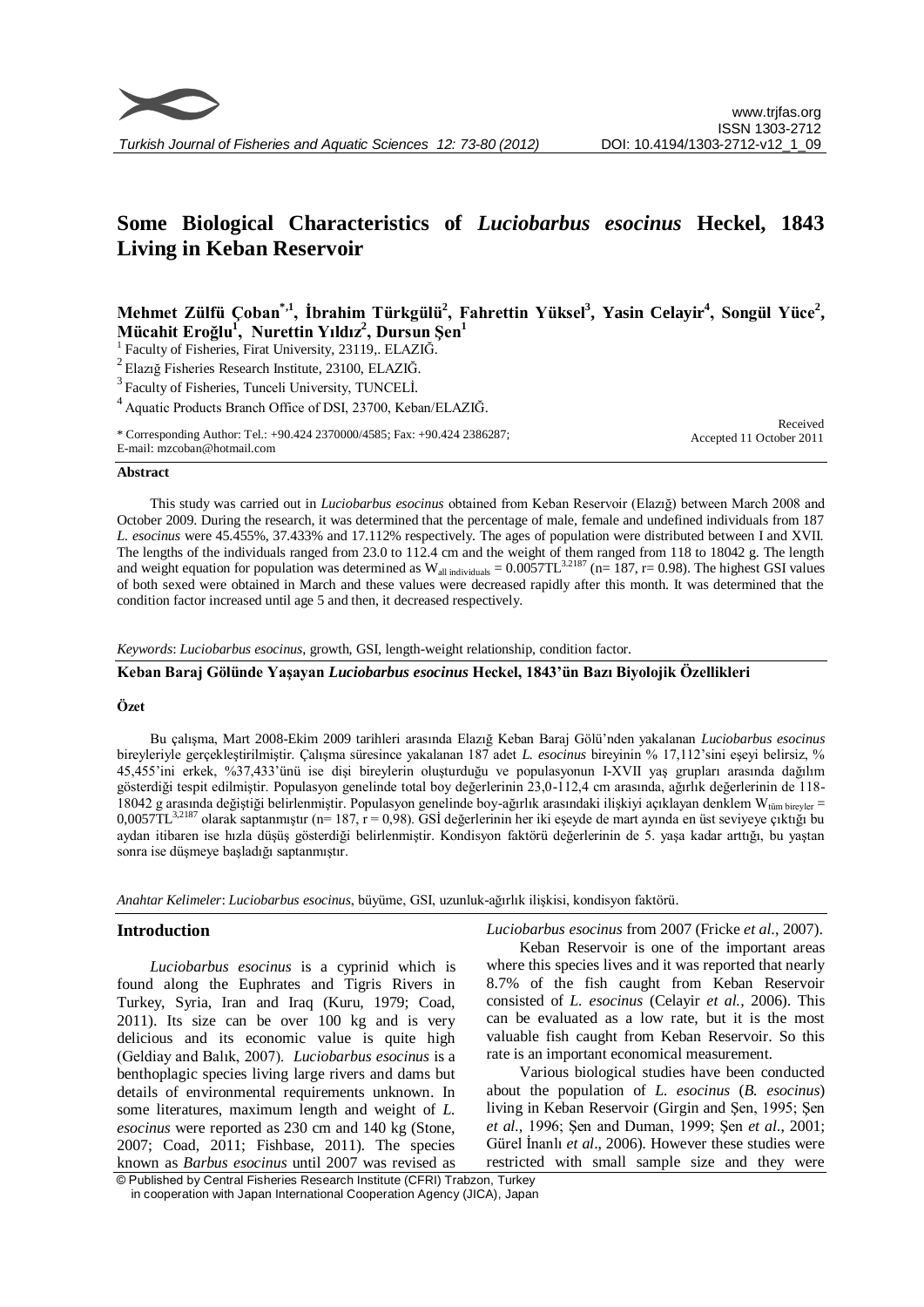# Some Biological Characteristics of *Luciobarbus esocinus* Heckel, 1843 Living in Keban Reservoir

**Mehmet Zülfü Çoban**[*,1], **İbrahim Türkgülü**[2], **Fahrettin Yüksel**[3], **Yasin Celayir**[4], **Songül Yüce**[2], **Mücahit Eroğlu**[1], **Nurettin Yıldız**[2], **Dursun Şen**[1]

[1] Faculty of Fisheries, Firat University, 23119,. ELAZIĞ.
[2] Elazığ Fisheries Research Institute, 23100, ELAZIĞ.
[3] Faculty of Fisheries, Tunceli University, TUNCELİ.
[4] Aquatic Products Branch Office of DSI, 23700, Keban/ELAZIĞ.

\* Corresponding Author: Tel.: +90.424 2370000/4585; Fax: +90.424 2386287;
E-mail: mzcoban@hotmail.com

Received
Accepted 11 October 2011

## Abstract

This study was carried out in *Luciobarbus esocinus* obtained from Keban Reservoir (Elazığ) between March 2008 and October 2009. During the research, it was determined that the percentage of male, female and undefined individuals from 187 *L. esocinus* were 45.455%, 37.433% and 17.112% respectively. The ages of population were distributed between I and XVII. The lengths of the individuals ranged from 23.0 to 112.4 cm and the weight of them ranged from 118 to 18042 g. The length and weight equation for population was determined as $W_{\text{all individuals}} = 0.0057TL^{3.2187}$ (n= 187, r= 0.98). The highest GSI values of both sexed were obtained in March and these values were decreased rapidly after this month. It was determined that the condition factor increased until age 5 and then, it decreased respectively.

*Keywords*: *Luciobarbus esocinus*, growth, GSI, length-weight relationship, condition factor.

## Keban Baraj Gölünde Yaşayan *Luciobarbus esocinus* Heckel, 1843'ün Bazı Biyolojik Özellikleri

### Özet

Bu çalışma, Mart 2008-Ekim 2009 tarihleri arasında Elazığ Keban Baraj Gölü'nden yakalanan *Luciobarbus esocinus* bireyleriyle gerçekleştirilmiştir. Çalışma süresince yakalanan 187 adet *L. esocinus* bireyinin % 17,112'sini eşeyi belirsiz, % 45,455'ini erkek, %37,433'ünü ise dişi bireylerin oluşturduğu ve populasyonun I-XVII yaş grupları arasında dağılım gösterdiği tespit edilmiştir. Populasyon genelinde total boy değerlerinin 23,0-112,4 cm arasında, ağırlık değerlerinin de 118-18042 g arasında değiştiği belirlenmiştir. Populasyon genelinde boy-ağırlık arasındaki ilişkiyi açıklayan denklem $W_{\text{tüm bireyler}} = 0,0057TL^{3,2187}$ olarak saptanmıştır (n= 187, r = 0,98). GSİ değerlerinin her iki eşeyde de mart ayında en üst seviyeye çıktığı bu aydan itibaren ise hızla düşüş gösterdiği belirlenmiştir. Kondisyon faktörü değerlerinin de 5. yaşa kadar arttığı, bu yaştan sonra ise düşmeye başladığı saptanmıştır.

*Anahtar Kelimeler*: *Luciobarbus esocinus*, büyüme, GSİ, uzunluk-ağırlık ilişkisi, kondisyon faktörü.

## Introduction

*Luciobarbus esocinus* is a cyprinid which is found along the Euphrates and Tigris Rivers in Turkey, Syria, Iran and Iraq (Kuru, 1979; Coad, 2011). Its size can be over 100 kg and is very delicious and its economic value is quite high (Geldiay and Balık, 2007). *Luciobarbus esocinus* is a benthoplagic species living large rivers and dams but details of environmental requirements unknown. In some literatures, maximum length and weight of *L. esocinus* were reported as 230 cm and 140 kg (Stone, 2007; Coad, 2011; Fishbase, 2011). The species known as *Barbus esocinus* until 2007 was revised as *Luciobarbus esocinus* from 2007 (Fricke *et al.*, 2007).

Keban Reservoir is one of the important areas where this species lives and it was reported that nearly 8.7% of the fish caught from Keban Reservoir consisted of *L. esocinus* (Celayir *et al.,* 2006). This can be evaluated as a low rate, but it is the most valuable fish caught from Keban Reservoir. So this rate is an important economical measurement.

Various biological studies have been conducted about the population of *L. esocinus* (*B. esocinus*) living in Keban Reservoir (Girgin and Şen, 1995; Şen *et al.,* 1996; Şen and Duman, 1999; Şen *et al.*, 2001; Gürel İnanlı *et al*., 2006). However these studies were restricted with small sample size and they were

© Published by Central Fisheries Research Institute (CFRI) Trabzon, Turkey
in cooperation with Japan International Cooperation Agency (JICA), Japan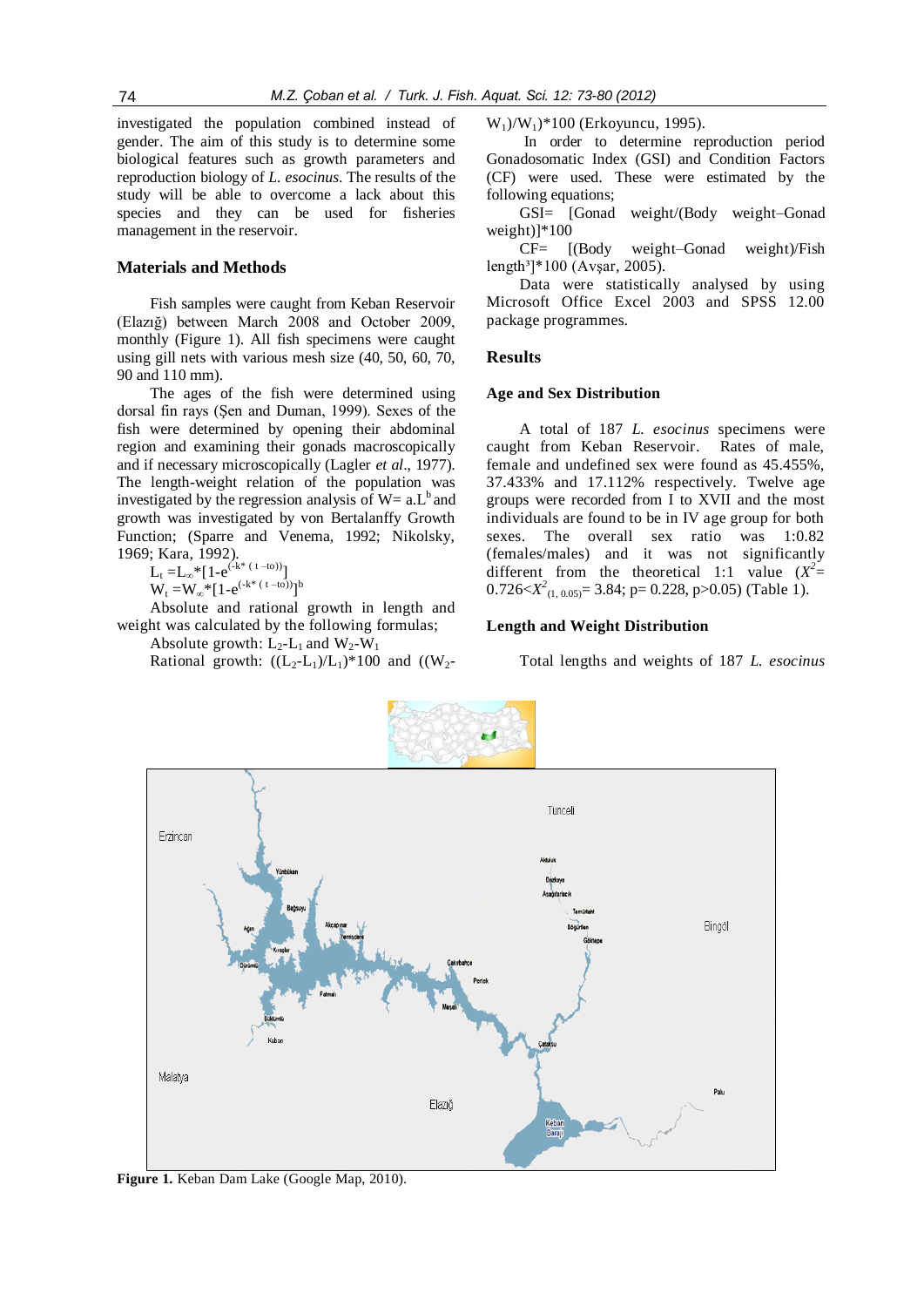investigated the population combined instead of gender. The aim of this study is to determine some biological features such as growth parameters and reproduction biology of *L. esocinus*. The results of the study will be able to overcome a lack about this species and they can be used for fisheries management in the reservoir.

## Materials and Methods

Fish samples were caught from Keban Reservoir (Elazığ) between March 2008 and October 2009, monthly (Figure 1). All fish specimens were caught using gill nets with various mesh size (40, 50, 60, 70, 90 and 110 mm).

The ages of the fish were determined using dorsal fin rays (Şen and Duman, 1999). Sexes of the fish were determined by opening their abdominal region and examining their gonads macroscopically and if necessary microscopically (Lagler *et al*., 1977). The length-weight relation of the population was investigated by the regression analysis of $W = a.L^b$ and growth was investigated by von Bertalanffy Growth Function; (Sparre and Venema, 1992; Nikolsky, 1969; Kara, 1992).

$$L_t = L_\infty * [1 - e^{(-k*(t-t_0))}]$$

$$W_t = W_\infty * [1 - e^{(-k*(t-t_0))}]^b$$

Absolute and rational growth in length and weight was calculated by the following formulas;

Absolute growth: $L_2 - L_1$ and $W_2 - W_1$

Rational growth: $((L_2 - L_1)/L_1)*100$ and $((W_2 - W_1)/W_1)*100$ (Erkoyuncu, 1995).

In order to determine reproduction period Gonadosomatic Index (GSI) and Condition Factors (CF) were used. These were estimated by the following equations;

GSI= [Gonad weight/(Body weight–Gonad weight)]*100

CF= [(Body weight–Gonad weight)/Fish length³]*100 (Avşar, 2005).

Data were statistically analysed by using Microsoft Office Excel 2003 and SPSS 12.00 package programmes.

## Results

### Age and Sex Distribution

A total of 187 *L. esocinus* specimens were caught from Keban Reservoir. Rates of male, female and undefined sex were found as 45.455%, 37.433% and 17.112% respectively. Twelve age groups were recorded from I to XVII and the most individuals are found to be in IV age group for both sexes. The overall sex ratio was 1:0.82 (females/males) and it was not significantly different from the theoretical 1:1 value ($X^2 = 0.726 < X^2_{(1, 0.05)} = 3.84$; p= 0.228, p>0.05) (Table 1).

### Length and Weight Distribution

Total lengths and weights of 187 *L. esocinus*

**Figure 1.** Keban Dam Lake (Google Map, 2010).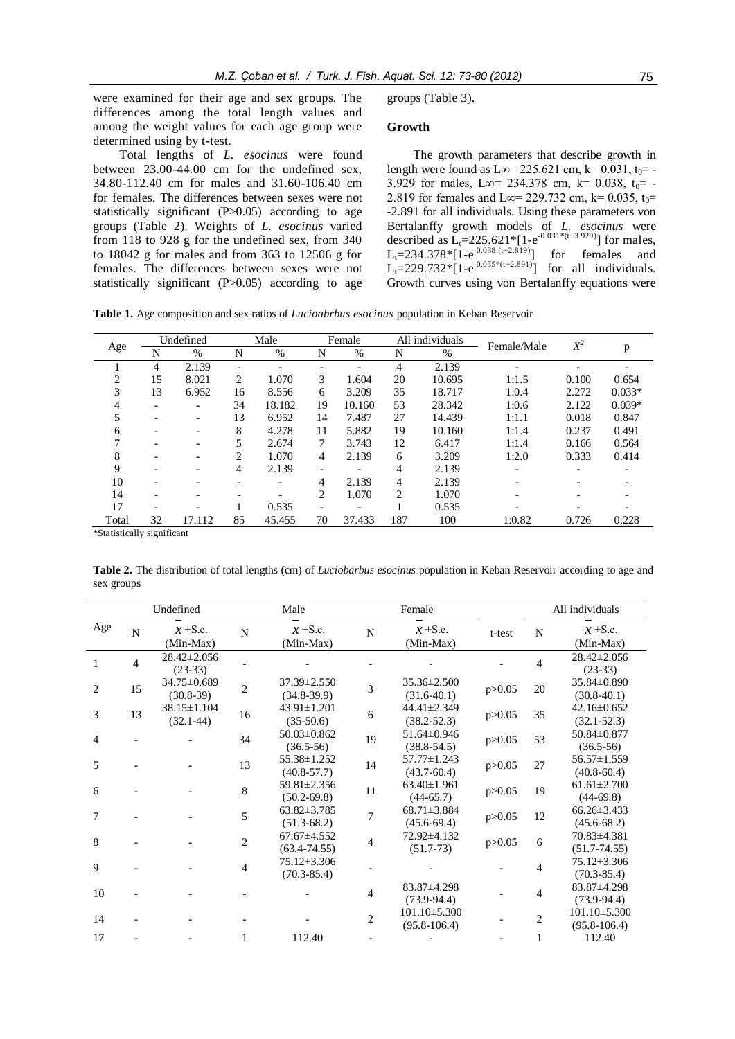were examined for their age and sex groups. The differences among the total length values and among the weight values for each age group were determined using by t-test.

Total lengths of *L. esocinus* were found between 23.00-44.00 cm for the undefined sex, 34.80-112.40 cm for males and 31.60-106.40 cm for females. The differences between sexes were not statistically significant (P>0.05) according to age groups (Table 2). Weights of *L. esocinus* varied from 118 to 928 g for the undefined sex, from 340 to 18042 g for males and from 363 to 12506 g for females. The differences between sexes were not statistically significant (P>0.05) according to age groups (Table 3).

### Growth

The growth parameters that describe growth in length were found as $L_\infty$= 225.621 cm, k= 0.031, $t_0$= -3.929 for males, $L_\infty$= 234.378 cm, k= 0.038, $t_0$= -2.819 for females and $L_\infty$= 229.732 cm, k= 0.035, $t_0$= -2.891 for all individuals. Using these parameters von Bertalanffy growth models of *L. esocinus* were described as $L_t=225.621*[1-e^{-0.031*(t+3.929)}]$ for males, $L_t=234.378*[1-e^{-0.038.(t+2.819)}]$ for females and $L_t=229.732*[1-e^{-0.035*(t+2.891)}]$ for all individuals. Growth curves using von Bertalanffy equations were

**Table 1.** Age composition and sex ratios of *Lucioabrbus esocinus* population in Keban Reservoir

| Age | Undefined | | Male | | Female | | All individuals | | Female/Male | $X^2$ | p |
|---|---|---|---|---|---|---|---|---|---|---|---|
| | N | % | N | % | N | % | N | % | | | |
| 1 | 4 | 2.139 | - | - | - | - | 4 | 2.139 | - | - | - |
| 2 | 15 | 8.021 | 2 | 1.070 | 3 | 1.604 | 20 | 10.695 | 1:1.5 | 0.100 | 0.654 |
| 3 | 13 | 6.952 | 16 | 8.556 | 6 | 3.209 | 35 | 18.717 | 1:0.4 | 2.272 | 0.033* |
| 4 | - | - | 34 | 18.182 | 19 | 10.160 | 53 | 28.342 | 1:0.6 | 2.122 | 0.039* |
| 5 | - | - | 13 | 6.952 | 14 | 7.487 | 27 | 14.439 | 1:1.1 | 0.018 | 0.847 |
| 6 | - | - | 8 | 4.278 | 11 | 5.882 | 19 | 10.160 | 1:1.4 | 0.237 | 0.491 |
| 7 | - | - | 5 | 2.674 | 7 | 3.743 | 12 | 6.417 | 1:1.4 | 0.166 | 0.564 |
| 8 | - | - | 2 | 1.070 | 4 | 2.139 | 6 | 3.209 | 1:2.0 | 0.333 | 0.414 |
| 9 | - | - | 4 | 2.139 | - | - | 4 | 2.139 | - | - | - |
| 10 | - | - | - | - | 4 | 2.139 | 4 | 2.139 | - | - | - |
| 14 | - | - | - | - | 2 | 1.070 | 2 | 1.070 | - | - | - |
| 17 | - | - | 1 | 0.535 | - | - | 1 | 0.535 | - | - | - |
| Total | 32 | 17.112 | 85 | 45.455 | 70 | 37.433 | 187 | 100 | 1:0.82 | 0.726 | 0.228 |

*Statistically significant

**Table 2.** The distribution of total lengths (cm) of *Luciobarbus esocinus* population in Keban Reservoir according to age and sex groups

| Age | Undefined | | Male | | Female | | t-test | All individuals | |
|---|---|---|---|---|---|---|---|---|---|
| | N | $\bar{X}$ ±S.e. (Min-Max) | N | $\bar{X}$ ±S.e. (Min-Max) | N | $\bar{X}$ ±S.e. (Min-Max) | | N | $\bar{X}$ ±S.e. (Min-Max) |
| 1 | 4 | 28.42±2.056 (23-33) | - | - | - | - | - | 4 | 28.42±2.056 (23-33) |
| 2 | 15 | 34.75±0.689 (30.8-39) | 2 | 37.39±2.550 (34.8-39.9) | 3 | 35.36±2.500 (31.6-40.1) | p>0.05 | 20 | 35.84±0.890 (30.8-40.1) |
| 3 | 13 | 38.15±1.104 (32.1-44) | 16 | 43.91±1.201 (35-50.6) | 6 | 44.41±2.349 (38.2-52.3) | p>0.05 | 35 | 42.16±0.652 (32.1-52.3) |
| 4 | - | - | 34 | 50.03±0.862 (36.5-56) | 19 | 51.64±0.946 (38.8-54.5) | p>0.05 | 53 | 50.84±0.877 (36.5-56) |
| 5 | - | - | 13 | 55.38±1.252 (40.8-57.7) | 14 | 57.77±1.243 (43.7-60.4) | p>0.05 | 27 | 56.57±1.559 (40.8-60.4) |
| 6 | - | - | 8 | 59.81±2.356 (50.2-69.8) | 11 | 63.40±1.961 (44-65.7) | p>0.05 | 19 | 61.61±2.700 (44-69.8) |
| 7 | - | - | 5 | 63.82±3.785 (51.3-68.2) | 7 | 68.71±3.884 (45.6-69.4) | p>0.05 | 12 | 66.26±3.433 (45.6-68.2) |
| 8 | - | - | 2 | 67.67±4.552 (63.4-74.55) | 4 | 72.92±4.132 (51.7-73) | p>0.05 | 6 | 70.83±4.381 (51.7-74.55) |
| 9 | - | - | 4 | 75.12±3.306 (70.3-85.4) | - | - | - | 4 | 75.12±3.306 (70.3-85.4) |
| 10 | - | - | - | - | 4 | 83.87±4.298 (73.9-94.4) | - | 4 | 83.87±4.298 (73.9-94.4) |
| 14 | - | - | - | - | 2 | 101.10±5.300 (95.8-106.4) | - | 2 | 101.10±5.300 (95.8-106.4) |
| 17 | - | - | 1 | 112.40 | - | - | - | 1 | 112.40 |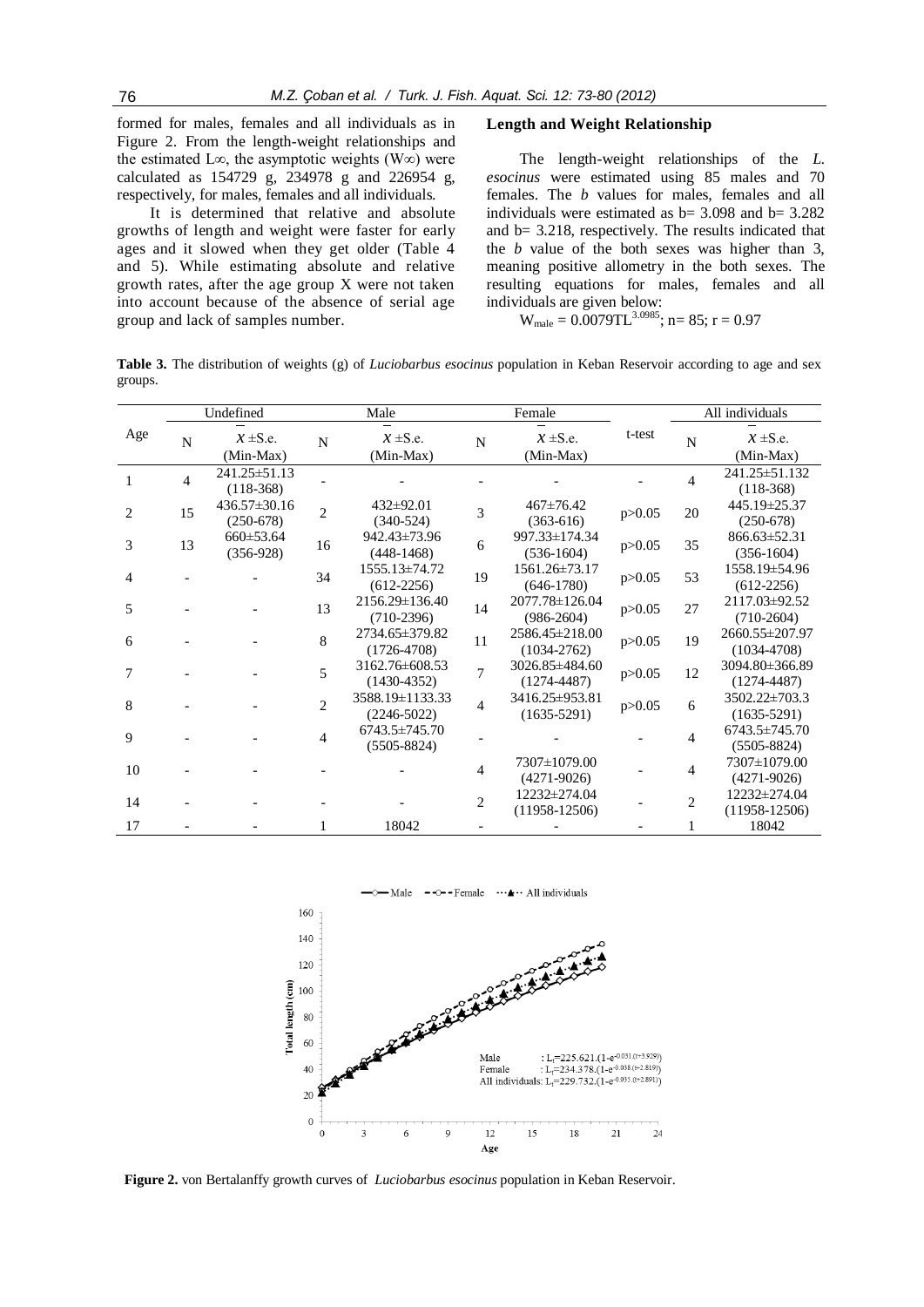formed for males, females and all individuals as in Figure 2. From the length-weight relationships and the estimated $L\infty$, the asymptotic weights ($W\infty$) were calculated as 154729 g, 234978 g and 226954 g, respectively, for males, females and all individuals.

It is determined that relative and absolute growths of length and weight were faster for early ages and it slowed when they get older (Table 4 and 5). While estimating absolute and relative growth rates, after the age group X were not taken into account because of the absence of serial age group and lack of samples number.

### Length and Weight Relationship

The length-weight relationships of the *L. esocinus* were estimated using 85 males and 70 females. The *b* values for males, females and all individuals were estimated as b= 3.098 and b= 3.282 and b= 3.218, respectively. The results indicated that the *b* value of the both sexes was higher than 3, meaning positive allometry in the both sexes. The resulting equations for males, females and all individuals are given below:

$W_{male} = 0.0079TL^{3.0985}$; n= 85; r = 0.97

**Table 3.** The distribution of weights (g) of *Luciobarbus esocinus* population in Keban Reservoir according to age and sex groups.

| Age | Undefined | | Male | | Female | | t-test | All individuals | |
|---|---|---|---|---|---|---|---|---|---|
| | N | $\bar{X}$ ±S.e. (Min-Max) | N | $\bar{X}$ ±S.e. (Min-Max) | N | $\bar{X}$ ±S.e. (Min-Max) | | N | $\bar{X}$ ±S.e. (Min-Max) |
| 1 | 4 | 241.25±51.13 (118-368) | - | - | - | - | - | 4 | 241.25±51.132 (118-368) |
| 2 | 15 | 436.57±30.16 (250-678) | 2 | 432±92.01 (340-524) | 3 | 467±76.42 (363-616) | p>0.05 | 20 | 445.19±25.37 (250-678) |
| 3 | 13 | 660±53.64 (356-928) | 16 | 942.43±73.96 (448-1468) | 6 | 997.33±174.34 (536-1604) | p>0.05 | 35 | 866.63±52.31 (356-1604) |
| 4 | - | - | 34 | 1555.13±74.72 (612-2256) | 19 | 1561.26±73.17 (646-1780) | p>0.05 | 53 | 1558.19±54.96 (612-2256) |
| 5 | - | - | 13 | 2156.29±136.40 (710-2396) | 14 | 2077.78±126.04 (986-2604) | p>0.05 | 27 | 2117.03±92.52 (710-2604) |
| 6 | - | - | 8 | 2734.65±379.82 (1726-4708) | 11 | 2586.45±218.00 (1034-2762) | p>0.05 | 19 | 2660.55±207.97 (1034-4708) |
| 7 | - | - | 5 | 3162.76±608.53 (1430-4352) | 7 | 3026.85±484.60 (1274-4487) | p>0.05 | 12 | 3094.80±366.89 (1274-4487) |
| 8 | - | - | 2 | 3588.19±1133.33 (2246-5022) | 4 | 3416.25±953.81 (1635-5291) | p>0.05 | 6 | 3502.22±703.3 (1635-5291) |
| 9 | - | - | 4 | 6743.5±745.70 (5505-8824) | - | - | - | 4 | 6743.5±745.70 (5505-8824) |
| 10 | - | - | - | - | 4 | 7307±1079.00 (4271-9026) | - | 4 | 7307±1079.00 (4271-9026) |
| 14 | - | - | - | - | 2 | 12232±274.04 (11958-12506) | - | 2 | 12232±274.04 (11958-12506) |
| 17 | - | - | 1 | 18042 | - | - | - | 1 | 18042 |

Male: $L_t=225.621.(1-e^{-0.031.(t+3.929)})$
Female: $L_t=234.378.(1-e^{-0.038.(t+2.819)})$
All individuals: $L_t=229.732.(1-e^{-0.035.(t+2.891)})$

**Figure 2.** von Bertalanffy growth curves of *Luciobarbus esocinus* population in Keban Reservoir.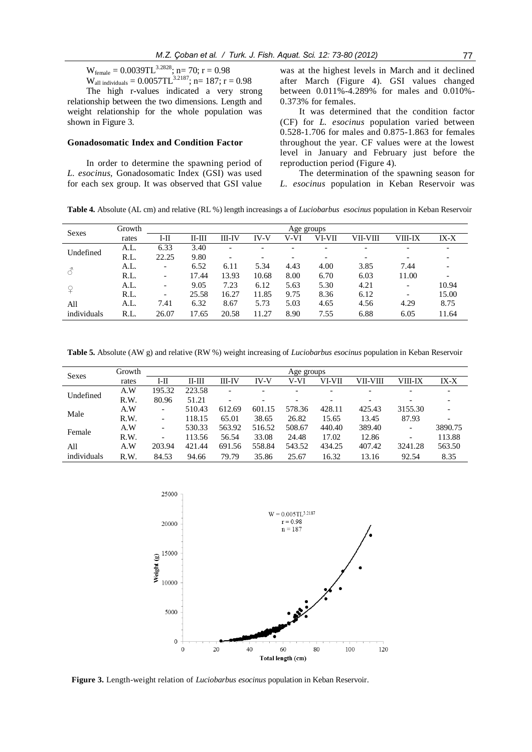$W_{female} = 0.0039TL^{3.2828}$; n= 70; r = 0.98

$W_{all\ individuals} = 0.0057TL^{3.2187}$; n= 187; r = 0.98

The high r-values indicated a very strong relationship between the two dimensions. Length and weight relationship for the whole population was shown in Figure 3.

### Gonadosomatic Index and Condition Factor

In order to determine the spawning period of *L. esocinus*, Gonadosomatic Index (GSI) was used for each sex group. It was observed that GSI value was at the highest levels in March and it declined after March (Figure 4). GSI values changed between 0.011%-4.289% for males and 0.010%-0.373% for females.

It was determined that the condition factor (CF) for *L. esocinus* population varied between 0.528-1.706 for males and 0.875-1.863 for females throughout the year. CF values were at the lowest level in January and February just before the reproduction period (Figure 4).

The determination of the spawning season for *L. esocinus* population in Keban Reservoir was

**Table 4.** Absolute (AL cm) and relative (RL %) length increasings a of *Luciobarbus esocinus* population in Keban Reservoir

| Sexes | Growth rates | Age groups | | | | | | | | |
|---|---|---|---|---|---|---|---|---|---|---|
| | | I-II | II-III | III-IV | IV-V | V-VI | VI-VII | VII-VIII | VIII-IX | IX-X |
| Undefined | A.L. | 6.33 | 3.40 | - | - | - | - | - | - | - |
| | R.L. | 22.25 | 9.80 | - | - | - | - | - | - | - |
| ♂ | A.L. | - | 6.52 | 6.11 | 5.34 | 4.43 | 4.00 | 3.85 | 7.44 | - |
| | R.L. | - | 17.44 | 13.93 | 10.68 | 8.00 | 6.70 | 6.03 | 11.00 | - |
| ♀ | A.L. | - | 9.05 | 7.23 | 6.12 | 5.63 | 5.30 | 4.21 | - | 10.94 |
| | R.L. | - | 25.58 | 16.27 | 11.85 | 9.75 | 8.36 | 6.12 | - | 15.00 |
| All individuals | A.L. | 7.41 | 6.32 | 8.67 | 5.73 | 5.03 | 4.65 | 4.56 | 4.29 | 8.75 |
| | R.L. | 26.07 | 17.65 | 20.58 | 11.27 | 8.90 | 7.55 | 6.88 | 6.05 | 11.64 |

**Table 5.** Absolute (AW g) and relative (RW %) weight increasing of *Luciobarbus esocinus* population in Keban Reservoir

| Sexes | Growth rates | Age groups | | | | | | | | |
|---|---|---|---|---|---|---|---|---|---|---|
| | | I-II | II-III | III-IV | IV-V | V-VI | VI-VII | VII-VIII | VIII-IX | IX-X |
| Undefined | A.W | 195.32 | 223.58 | - | - | - | - | - | - | - |
| | R.W. | 80.96 | 51.21 | - | - | - | - | - | - | - |
| Male | A.W | - | 510.43 | 612.69 | 601.15 | 578.36 | 428.11 | 425.43 | 3155.30 | - |
| | R.W. | - | 118.15 | 65.01 | 38.65 | 26.82 | 15.65 | 13.45 | 87.93 | - |
| Female | A.W | - | 530.33 | 563.92 | 516.52 | 508.67 | 440.40 | 389.40 | - | 3890.75 |
| | R.W. | - | 113.56 | 56.54 | 33.08 | 24.48 | 17.02 | 12.86 | - | 113.88 |
| All individuals | A.W | 203.94 | 421.44 | 691.56 | 558.84 | 543.52 | 434.25 | 407.42 | 3241.28 | 563.50 |
| | R.W. | 84.53 | 94.66 | 79.79 | 35.86 | 25.67 | 16.32 | 13.16 | 92.54 | 8.35 |

**Figure 3.** Length-weight relation of *Luciobarbus esocinus* population in Keban Reservoir.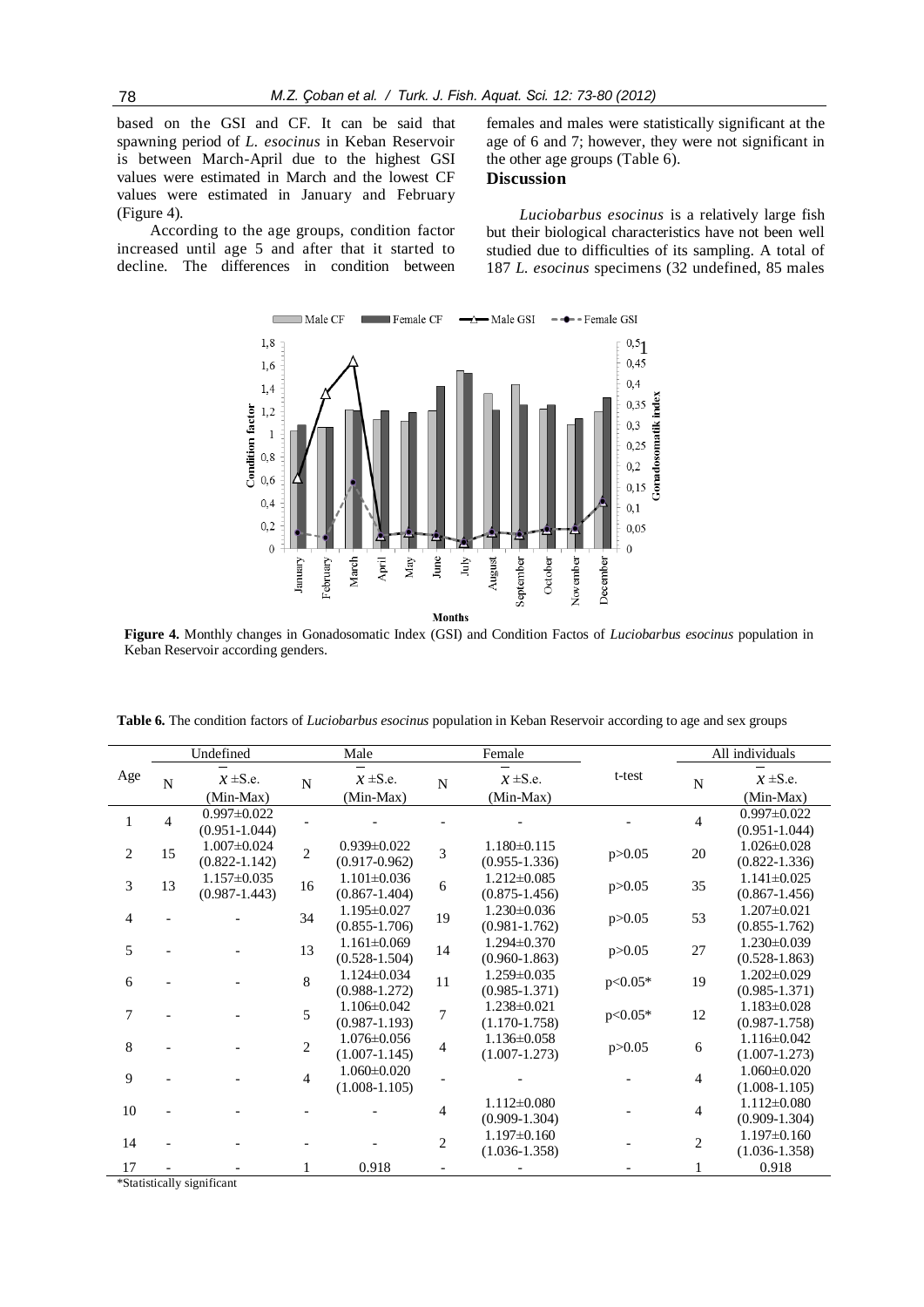based on the GSI and CF. It can be said that spawning period of *L. esocinus* in Keban Reservoir is between March-April due to the highest GSI values were estimated in March and the lowest CF values were estimated in January and February (Figure 4).

According to the age groups, condition factor increased until age 5 and after that it started to decline. The differences in condition between females and males were statistically significant at the age of 6 and 7; however, they were not significant in the other age groups (Table 6).

## Discussion

*Luciobarbus esocinus* is a relatively large fish but their biological characteristics have not been well studied due to difficulties of its sampling. A total of 187 *L. esocinus* specimens (32 undefined, 85 males

**Figure 4.** Monthly changes in Gonadosomatic Index (GSI) and Condition Factos of *Luciobarbus esocinus* population in Keban Reservoir according genders.

**Table 6.** The condition factors of *Luciobarbus esocinus* population in Keban Reservoir according to age and sex groups

| Age | Undefined | | Male | | Female | | t-test | All individuals | |
|---|---|---|---|---|---|---|---|---|---|
| | N | $\bar{x}$ ±S.e. (Min-Max) | N | $\bar{x}$ ±S.e. (Min-Max) | N | $\bar{x}$ ±S.e. (Min-Max) | | N | $\bar{x}$ ±S.e. (Min-Max) |
| 1 | 4 | 0.997±0.022 (0.951-1.044) | - | - | - | - | - | 4 | 0.997±0.022 (0.951-1.044) |
| 2 | 15 | 1.007±0.024 (0.822-1.142) | 2 | 0.939±0.022 (0.917-0.962) | 3 | 1.180±0.115 (0.955-1.336) | p>0.05 | 20 | 1.026±0.028 (0.822-1.336) |
| 3 | 13 | 1.157±0.035 (0.987-1.443) | 16 | 1.101±0.036 (0.867-1.404) | 6 | 1.212±0.085 (0.875-1.456) | p>0.05 | 35 | 1.141±0.025 (0.867-1.456) |
| 4 | - | - | 34 | 1.195±0.027 (0.855-1.706) | 19 | 1.230±0.036 (0.981-1.762) | p>0.05 | 53 | 1.207±0.021 (0.855-1.762) |
| 5 | - | - | 13 | 1.161±0.069 (0.528-1.504) | 14 | 1.294±0.370 (0.960-1.863) | p>0.05 | 27 | 1.230±0.039 (0.528-1.863) |
| 6 | - | - | 8 | 1.124±0.034 (0.988-1.272) | 11 | 1.259±0.035 (0.985-1.371) | p<0.05* | 19 | 1.202±0.029 (0.985-1.371) |
| 7 | - | - | 5 | 1.106±0.042 (0.987-1.193) | 7 | 1.238±0.021 (1.170-1.758) | p<0.05* | 12 | 1.183±0.028 (0.987-1.758) |
| 8 | - | - | 2 | 1.076±0.056 (1.007-1.145) | 4 | 1.136±0.058 (1.007-1.273) | p>0.05 | 6 | 1.116±0.042 (1.007-1.273) |
| 9 | - | - | 4 | 1.060±0.020 (1.008-1.105) | - | - | - | 4 | 1.060±0.020 (1.008-1.105) |
| 10 | - | - | - | - | 4 | 1.112±0.080 (0.909-1.304) | - | 4 | 1.112±0.080 (0.909-1.304) |
| 14 | - | - | - | - | 2 | 1.197±0.160 (1.036-1.358) | - | 2 | 1.197±0.160 (1.036-1.358) |
| 17 | - | - | 1 | 0.918 | - | - | - | 1 | 0.918 |

*Statistically significant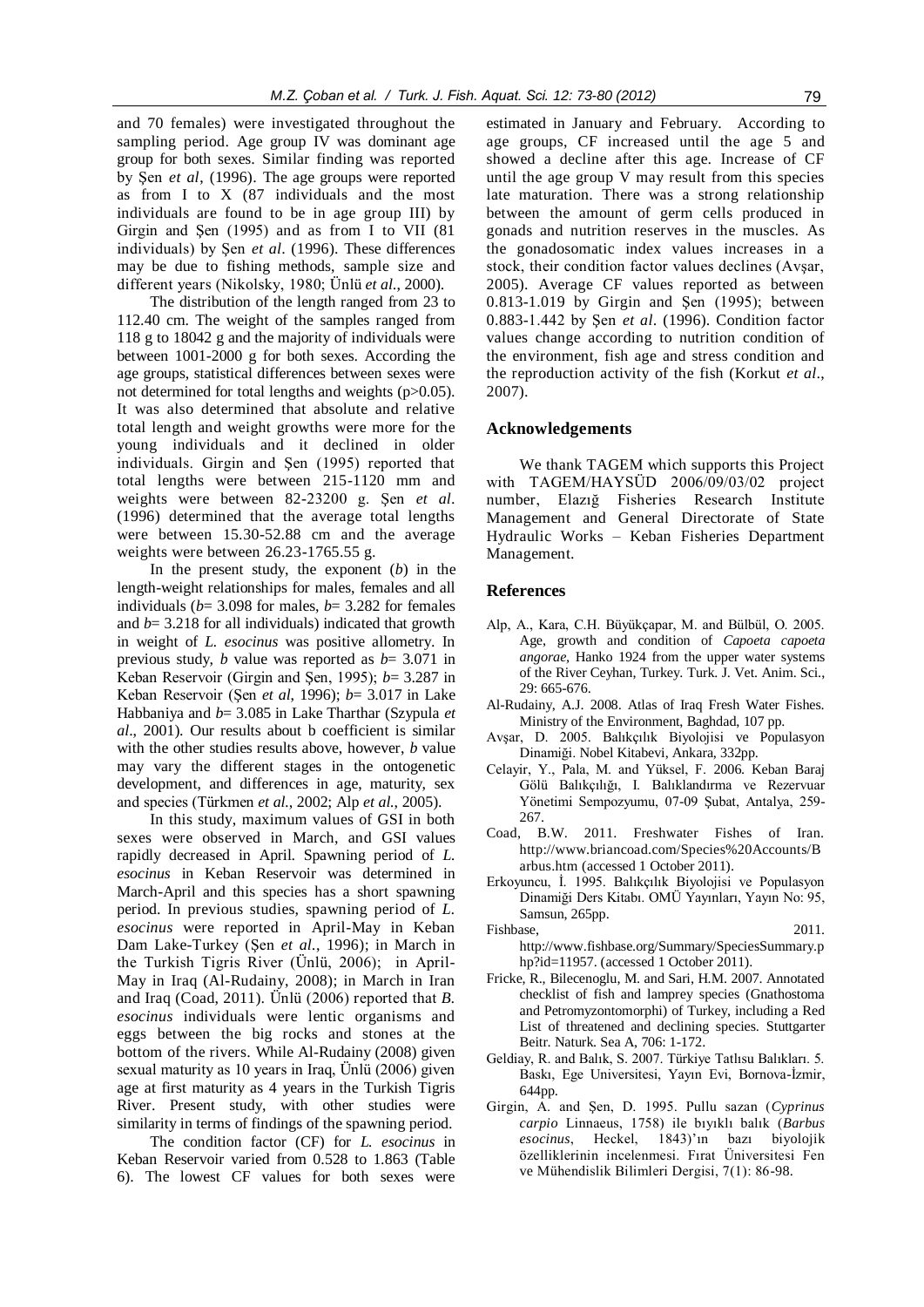and 70 females) were investigated throughout the sampling period. Age group IV was dominant age group for both sexes. Similar finding was reported by Şen *et al*, (1996). The age groups were reported as from I to X (87 individuals and the most individuals are found to be in age group III) by Girgin and Şen (1995) and as from I to VII (81 individuals) by Şen *et al*. (1996). These differences may be due to fishing methods, sample size and different years (Nikolsky, 1980; Ünlü *et al*., 2000).

The distribution of the length ranged from 23 to 112.40 cm. The weight of the samples ranged from 118 g to 18042 g and the majority of individuals were between 1001-2000 g for both sexes. According the age groups, statistical differences between sexes were not determined for total lengths and weights ($p>0.05$). It was also determined that absolute and relative total length and weight growths were more for the young individuals and it declined in older individuals. Girgin and Şen (1995) reported that total lengths were between 215-1120 mm and weights were between 82-23200 g. Şen *et al*. (1996) determined that the average total lengths were between 15.30-52.88 cm and the average weights were between 26.23-1765.55 g.

In the present study, the exponent ($b$) in the length-weight relationships for males, females and all individuals ($b$= 3.098 for males, $b$= 3.282 for females and $b$= 3.218 for all individuals) indicated that growth in weight of *L. esocinus* was positive allometry. In previous study, $b$ value was reported as $b$= 3.071 in Keban Reservoir (Girgin and Şen, 1995); $b$= 3.287 in Keban Reservoir (Şen *et al*, 1996); $b$= 3.017 in Lake Habbaniya and $b$= 3.085 in Lake Tharthar (Szypula *et al*., 2001). Our results about b coefficient is similar with the other studies results above, however, $b$ value may vary the different stages in the ontogenetic development, and differences in age, maturity, sex and species (Türkmen *et al*., 2002; Alp *et al*., 2005).

In this study, maximum values of GSI in both sexes were observed in March, and GSI values rapidly decreased in April. Spawning period of *L. esocinus* in Keban Reservoir was determined in March-April and this species has a short spawning period. In previous studies, spawning period of *L. esocinus* were reported in April-May in Keban Dam Lake-Turkey (Şen *et al*., 1996); in March in the Turkish Tigris River (Ünlü, 2006); in April-May in Iraq (Al-Rudainy, 2008); in March in Iran and Iraq (Coad, 2011). Ünlü (2006) reported that *B. esocinus* individuals were lentic organisms and eggs between the big rocks and stones at the bottom of the rivers. While Al-Rudainy (2008) given sexual maturity as 10 years in Iraq, Ünlü (2006) given age at first maturity as 4 years in the Turkish Tigris River. Present study, with other studies were similarity in terms of findings of the spawning period.

The condition factor (CF) for *L. esocinus* in Keban Reservoir varied from 0.528 to 1.863 (Table 6). The lowest CF values for both sexes were estimated in January and February. According to age groups, CF increased until the age 5 and showed a decline after this age. Increase of CF until the age group V may result from this species late maturation. There was a strong relationship between the amount of germ cells produced in gonads and nutrition reserves in the muscles. As the gonadosomatic index values increases in a stock, their condition factor values declines (Avşar, 2005). Average CF values reported as between 0.813-1.019 by Girgin and Şen (1995); between 0.883-1.442 by Şen *et al*. (1996). Condition factor values change according to nutrition condition of the environment, fish age and stress condition and the reproduction activity of the fish (Korkut *et al*., 2007).

## Acknowledgements

We thank TAGEM which supports this Project with TAGEM/HAYSÜD 2006/09/03/02 project number, Elazığ Fisheries Research Institute Management and General Directorate of State Hydraulic Works – Keban Fisheries Department Management.

## References

Alp, A., Kara, C.H. Büyükçapar, M. and Bülbül, O. 2005. Age, growth and condition of *Capoeta capoeta angorae*, Hanko 1924 from the upper water systems of the River Ceyhan, Turkey. Turk. J. Vet. Anim. Sci., 29: 665-676.

Al-Rudainy, A.J. 2008. Atlas of Iraq Fresh Water Fishes. Ministry of the Environment, Baghdad, 107 pp.

Avşar, D. 2005. Balıkçılık Biyolojisi ve Populasyon Dinamiği. Nobel Kitabevi, Ankara, 332pp.

Celayir, Y., Pala, M. and Yüksel, F. 2006. Keban Baraj Gölü Balıkçılığı, I. Balıklandırma ve Rezervuar Yönetimi Sempozyumu, 07-09 Şubat, Antalya, 259-267.

Coad, B.W. 2011. Freshwater Fishes of Iran. http://www.briancoad.com/Species%20Accounts/Barbus.htm (accessed 1 October 2011).

Erkoyuncu, İ. 1995. Balıkçılık Biyolojisi ve Populasyon Dinamiği Ders Kitabı. OMÜ Yayınları, Yayın No: 95, Samsun, 265pp.

Fishbase, 2011. http://www.fishbase.org/Summary/SpeciesSummary.php?id=11957. (accessed 1 October 2011).

Fricke, R., Bilecenoglu, M. and Sari, H.M. 2007. Annotated checklist of fish and lamprey species (Gnathostoma and Petromyzontomorphi) of Turkey, including a Red List of threatened and declining species. Stuttgarter Beitr. Naturk. Sea A, 706: 1-172.

Geldiay, R. and Balık, S. 2007. Türkiye Tatlısu Balıkları. 5. Baskı, Ege Universitesi, Yayın Evi, Bornova-İzmir, 644pp.

Girgin, A. and Şen, D. 1995. Pullu sazan (*Cyprinus carpio* Linnaeus, 1758) ile bıyıklı balık (*Barbus esocinus*, Heckel, 1843)'ın bazı biyolojik özelliklerinin incelenmesi. Fırat Üniversitesi Fen ve Mühendislik Bilimleri Dergisi, 7(1): 86-98.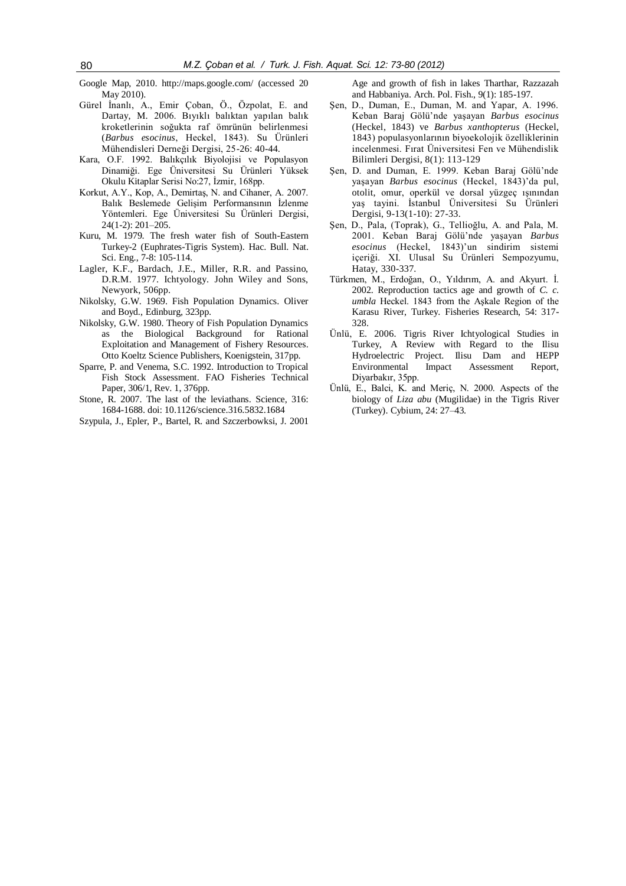Google Map, 2010. http://maps.google.com/ (accessed 20 May 2010).

Gürel İnanlı, A., Emir Çoban, Ö., Özpolat, E. and Dartay, M. 2006. Bıyıklı balıktan yapılan balık kroketlerinin soğukta raf ömrünün belirlenmesi (*Barbus esocinus*, Heckel, 1843). Su Ürünleri Mühendisleri Derneği Dergisi, 25-26: 40-44.

Kara, O.F. 1992. Balıkçılık Biyolojisi ve Populasyon Dinamiği. Ege Üniversitesi Su Ürünleri Yüksek Okulu Kitaplar Serisi No:27, İzmir, 168pp.

Korkut, A.Y., Kop, A., Demirtaş, N. and Cihaner, A. 2007. Balık Beslemede Gelişim Performansının İzlenme Yöntemleri. Ege Üniversitesi Su Ürünleri Dergisi, 24(1-2): 201–205.

Kuru, M. 1979. The fresh water fish of South-Eastern Turkey-2 (Euphrates-Tigris System). Hac. Bull. Nat. Sci. Eng., 7-8: 105-114.

Lagler, K.F., Bardach, J.E., Miller, R.R. and Passino, D.R.M. 1977. Ichtyology. John Wiley and Sons, Newyork, 506pp.

Nikolsky, G.W. 1969. Fish Population Dynamics. Oliver and Boyd., Edinburg, 323pp.

Nikolsky, G.W. 1980. Theory of Fish Population Dynamics as the Biological Background for Rational Exploitation and Management of Fishery Resources. Otto Koeltz Science Publishers, Koenigstein, 317pp.

Sparre, P. and Venema, S.C. 1992. Introduction to Tropical Fish Stock Assessment. FAO Fisheries Technical Paper, 306/1, Rev. 1, 376pp.

Stone, R. 2007. The last of the leviathans. Science, 316: 1684-1688. doi: 10.1126/science.316.5832.1684

Szypula, J., Epler, P., Bartel, R. and Szczerbowksi, J. 2001 Age and growth of fish in lakes Tharthar, Razzazah and Habbaniya. Arch. Pol. Fish., 9(1): 185-197.

Şen, D., Duman, E., Duman, M. and Yapar, A. 1996. Keban Baraj Gölü'nde yaşayan *Barbus esocinus* (Heckel, 1843) ve *Barbus xanthopterus* (Heckel, 1843) populasyonlarının biyoekolojik özelliklerinin incelenmesi. Fırat Üniversitesi Fen ve Mühendislik Bilimleri Dergisi, 8(1): 113-129

Şen, D. and Duman, E. 1999. Keban Baraj Gölü'nde yaşayan *Barbus esocinus* (Heckel, 1843)'da pul, otolit, omur, operkül ve dorsal yüzgeç ışınından yaş tayini. İstanbul Üniversitesi Su Ürünleri Dergisi, 9-13(1-10): 27-33.

Şen, D., Pala, (Toprak), G., Tellioğlu, A. and Pala, M. 2001. Keban Baraj Gölü'nde yaşayan *Barbus esocinus* (Heckel, 1843)'un sindirim sistemi içeriği. XI. Ulusal Su Ürünleri Sempozyumu, Hatay, 330-337.

Türkmen, M., Erdoğan, O., Yıldırım, A. and Akyurt. İ. 2002. Reproduction tactics age and growth of *C. c. umbla* Heckel. 1843 from the Aşkale Region of the Karasu River, Turkey. Fisheries Research, 54: 317-328.

Ünlü, E. 2006. Tigris River Ichtyological Studies in Turkey, A Review with Regard to the Ilisu Hydroelectric Project. Ilisu Dam and HEPP Environmental Impact Assessment Report, Diyarbakır, 35pp.

Ünlü, E., Balci, K. and Meriç, N. 2000. Aspects of the biology of *Liza abu* (Mugilidae) in the Tigris River (Turkey). Cybium, 24: 27–43.